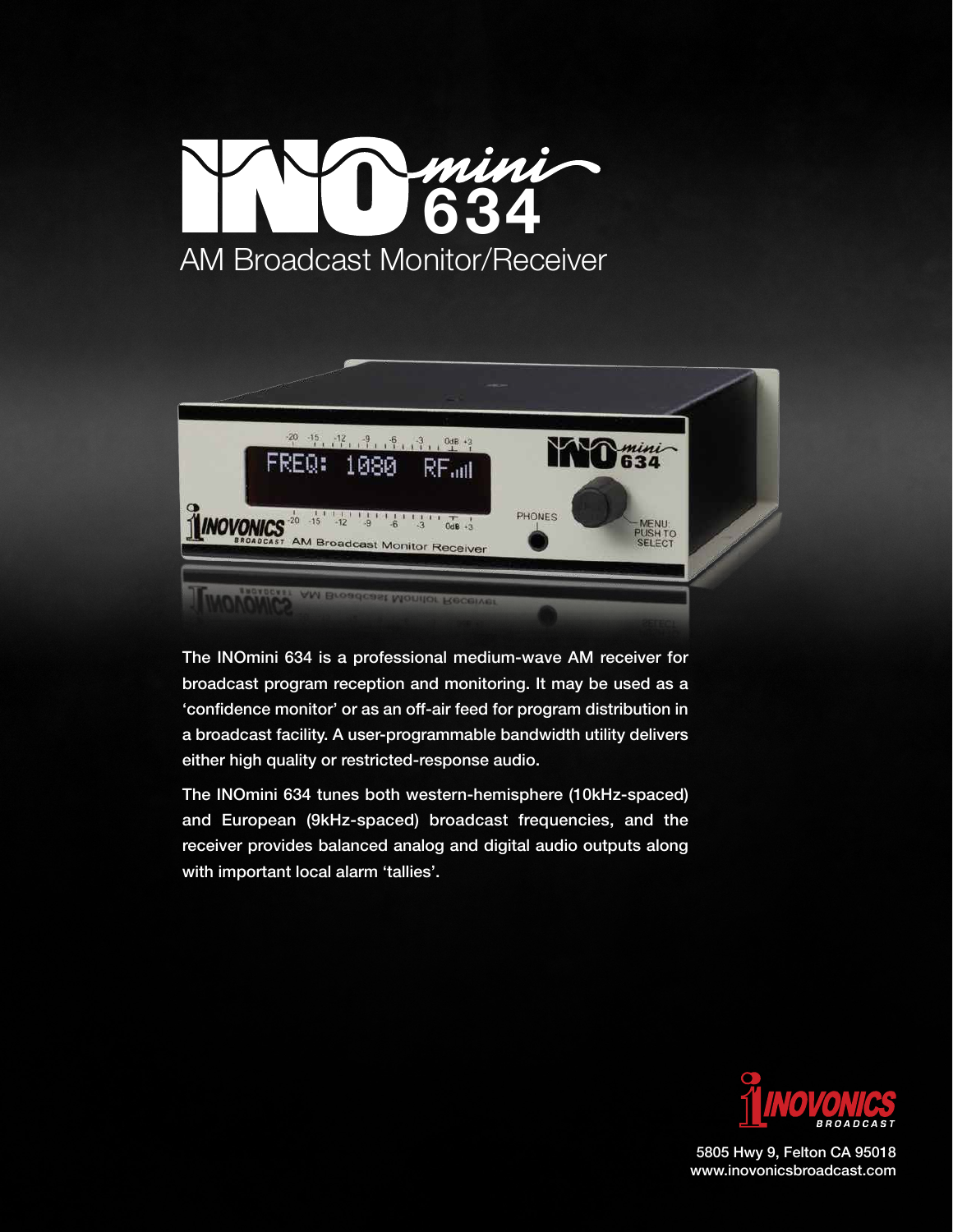# INOmini 634

## AM Broadcast Monitor/Receiver

The INOmini 634 is a professional medium-wave AM receiver for broadcast program reception and monitoring. It may be used as a 'confidence monitor' or as an off-air feed for program distribution in a broadcast facility. A user-programmable bandwidth utility delivers either high quality or restricted-response audio.

The INOmini 634 tunes both western-hemisphere (10kHz-spaced) and European (9kHz-spaced) broadcast frequencies, and the receiver provides balanced analog and digital audio outputs along with important local alarm 'tallies'.

INOVONICS BROADCAST

5805 Hwy 9, Felton CA 95018
www.inovonicsbroadcast.com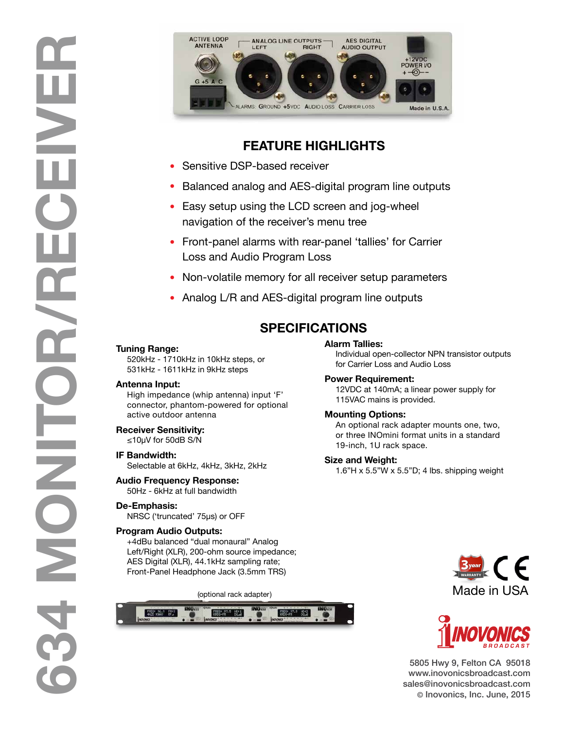# 634 MONITOR/RECEIVER

## FEATURE HIGHLIGHTS

- Sensitive DSP-based receiver
- Balanced analog and AES-digital program line outputs
- Easy setup using the LCD screen and jog-wheel navigation of the receiver's menu tree
- Front-panel alarms with rear-panel 'tallies' for Carrier Loss and Audio Program Loss
- Non-volatile memory for all receiver setup parameters
- Analog L/R and AES-digital program line outputs

## SPECIFICATIONS

**Tuning Range:**
520kHz - 1710kHz in 10kHz steps, or
531kHz - 1611kHz in 9kHz steps

**Antenna Input:**
High impedance (whip antenna) input 'F' connector, phantom-powered for optional active outdoor antenna

**Receiver Sensitivity:**
≤10µV for 50dB S/N

**IF Bandwidth:**
Selectable at 6kHz, 4kHz, 3kHz, 2kHz

**Audio Frequency Response:**
50Hz - 6kHz at full bandwidth

**De-Emphasis:**
NRSC ('truncated' 75µs) or OFF

**Program Audio Outputs:**
+4dBu balanced "dual monaural" Analog Left/Right (XLR), 200-ohm source impedance;
AES Digital (XLR), 44.1kHz sampling rate;
Front-Panel Headphone Jack (3.5mm TRS)

**Alarm Tallies:**
Individual open-collector NPN transistor outputs for Carrier Loss and Audio Loss

**Power Requirement:**
12VDC at 140mA; a linear power supply for 115VAC mains is provided.

**Mounting Options:**
An optional rack adapter mounts one, two, or three INOmini format units in a standard 19-inch, 1U rack space.

**Size and Weight:**
1.6"H x 5.5"W x 5.5"D; 4 lbs. shipping weight

(optional rack adapter)

3 year WARRANTY
CE
Made in USA

INOVONICS BROADCAST

5805 Hwy 9, Felton CA 95018
www.inovonicsbroadcast.com
sales@inovonicsbroadcast.com
© Inovonics, Inc. June, 2015